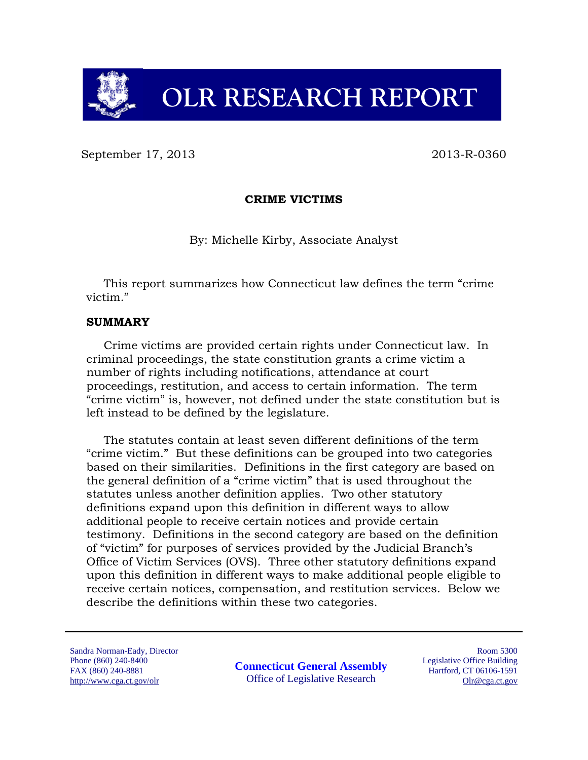# OLR RESEARCH REPORT

September 17, 2013 2013-R-0360

## CRIME VICTIMS

By: Michelle Kirby, Associate Analyst

This report summarizes how Connecticut law defines the term "crime victim."

## SUMMARY

Crime victims are provided certain rights under Connecticut law. In criminal proceedings, the state constitution grants a crime victim a number of rights including notifications, attendance at court proceedings, restitution, and access to certain information. The term "crime victim" is, however, not defined under the state constitution but is left instead to be defined by the legislature.

The statutes contain at least seven different definitions of the term "crime victim." But these definitions can be grouped into two categories based on their similarities. Definitions in the first category are based on the general definition of a "crime victim" that is used throughout the statutes unless another definition applies. Two other statutory definitions expand upon this definition in different ways to allow additional people to receive certain notices and provide certain testimony. Definitions in the second category are based on the definition of "victim" for purposes of services provided by the Judicial Branch's Office of Victim Services (OVS). Three other statutory definitions expand upon this definition in different ways to make additional people eligible to receive certain notices, compensation, and restitution services. Below we describe the definitions within these two categories.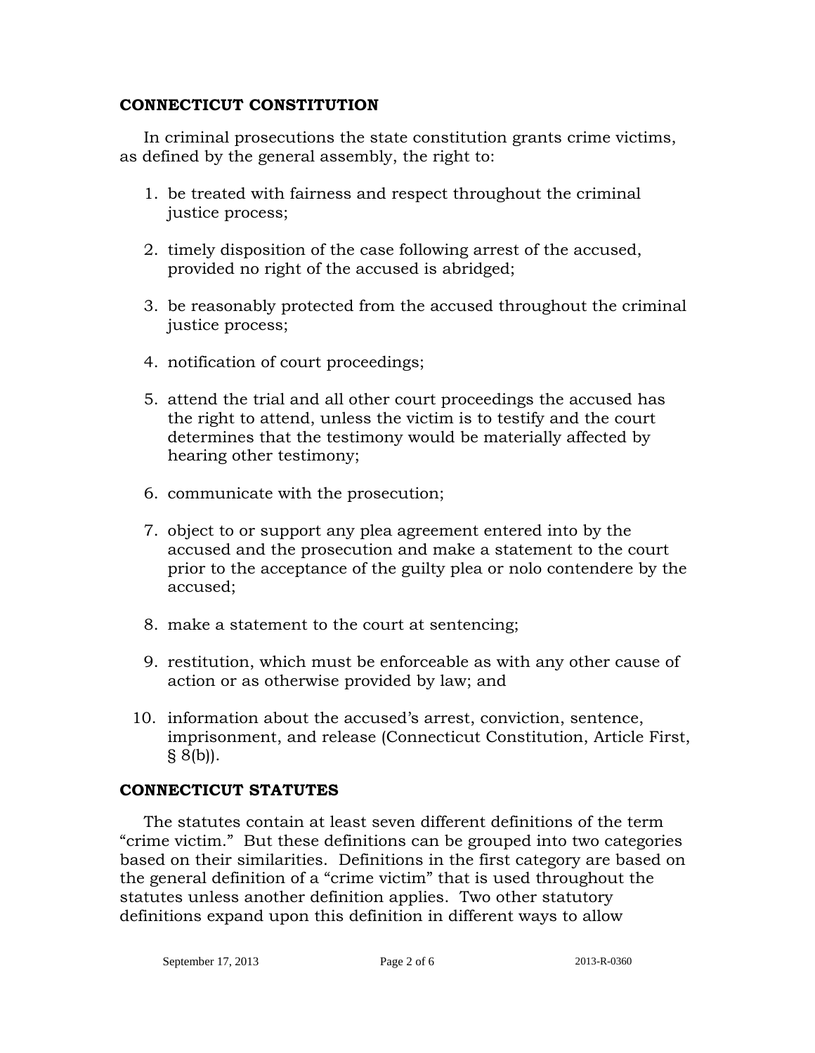## CONNECTICUT CONSTITUTION

In criminal prosecutions the state constitution grants crime victims, as defined by the general assembly, the right to:

1. be treated with fairness and respect throughout the criminal justice process;

2. timely disposition of the case following arrest of the accused, provided no right of the accused is abridged;

3. be reasonably protected from the accused throughout the criminal justice process;

4. notification of court proceedings;

5. attend the trial and all other court proceedings the accused has the right to attend, unless the victim is to testify and the court determines that the testimony would be materially affected by hearing other testimony;

6. communicate with the prosecution;

7. object to or support any plea agreement entered into by the accused and the prosecution and make a statement to the court prior to the acceptance of the guilty plea or nolo contendere by the accused;

8. make a statement to the court at sentencing;

9. restitution, which must be enforceable as with any other cause of action or as otherwise provided by law; and

10. information about the accused's arrest, conviction, sentence, imprisonment, and release (Connecticut Constitution, Article First, § 8(b)).

## CONNECTICUT STATUTES

The statutes contain at least seven different definitions of the term "crime victim." But these definitions can be grouped into two categories based on their similarities. Definitions in the first category are based on the general definition of a "crime victim" that is used throughout the statutes unless another definition applies. Two other statutory definitions expand upon this definition in different ways to allow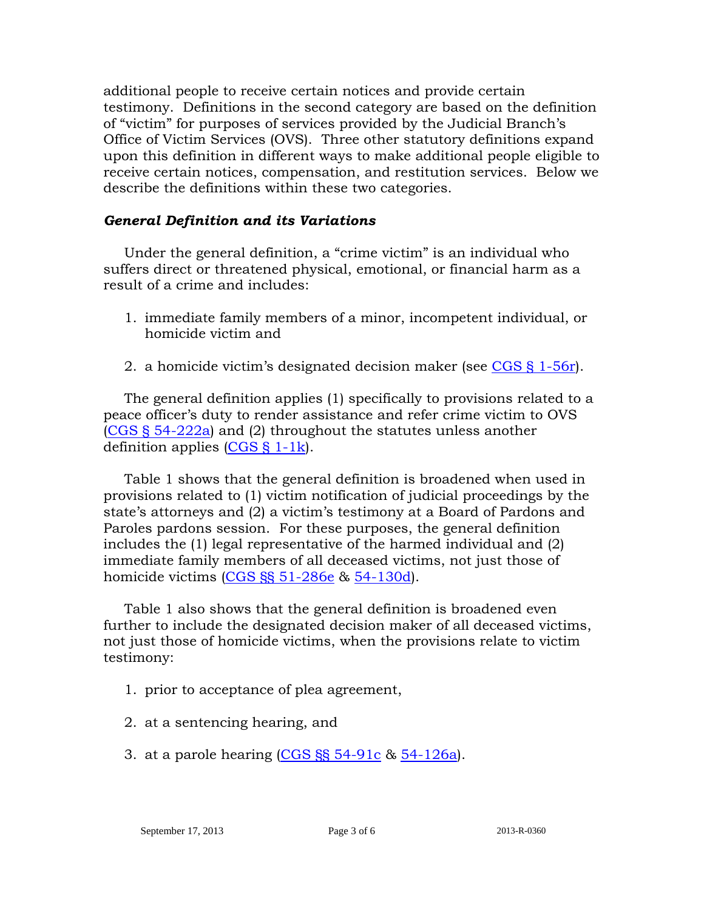additional people to receive certain notices and provide certain testimony. Definitions in the second category are based on the definition of "victim" for purposes of services provided by the Judicial Branch's Office of Victim Services (OVS). Three other statutory definitions expand upon this definition in different ways to make additional people eligible to receive certain notices, compensation, and restitution services. Below we describe the definitions within these two categories.

### *General Definition and its Variations*

Under the general definition, a "crime victim" is an individual who suffers direct or threatened physical, emotional, or financial harm as a result of a crime and includes:

1. immediate family members of a minor, incompetent individual, or homicide victim and
2. a homicide victim's designated decision maker (see CGS § 1-56r).

The general definition applies (1) specifically to provisions related to a peace officer's duty to render assistance and refer crime victim to OVS (CGS § 54-222a) and (2) throughout the statutes unless another definition applies (CGS § 1-1k).

Table 1 shows that the general definition is broadened when used in provisions related to (1) victim notification of judicial proceedings by the state's attorneys and (2) a victim's testimony at a Board of Pardons and Paroles pardons session. For these purposes, the general definition includes the (1) legal representative of the harmed individual and (2) immediate family members of all deceased victims, not just those of homicide victims (CGS §§ 51-286e & 54-130d).

Table 1 also shows that the general definition is broadened even further to include the designated decision maker of all deceased victims, not just those of homicide victims, when the provisions relate to victim testimony:

1. prior to acceptance of plea agreement,
2. at a sentencing hearing, and
3. at a parole hearing (CGS §§ 54-91c & 54-126a).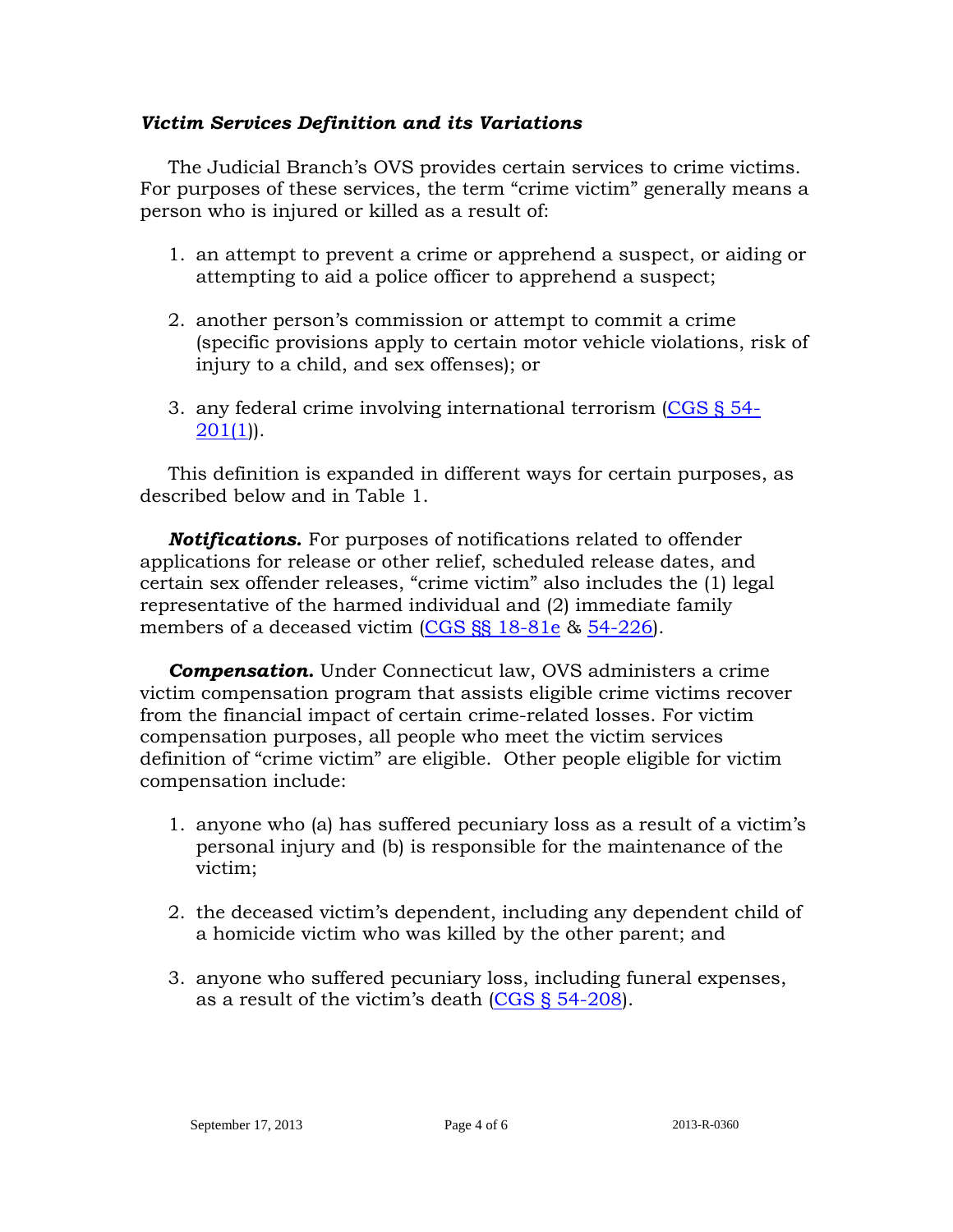### *Victim Services Definition and its Variations*

The Judicial Branch's OVS provides certain services to crime victims. For purposes of these services, the term "crime victim" generally means a person who is injured or killed as a result of:

1. an attempt to prevent a crime or apprehend a suspect, or aiding or attempting to aid a police officer to apprehend a suspect;

2. another person's commission or attempt to commit a crime (specific provisions apply to certain motor vehicle violations, risk of injury to a child, and sex offenses); or

3. any federal crime involving international terrorism (CGS § 54-201(1)).

This definition is expanded in different ways for certain purposes, as described below and in Table 1.

***Notifications.*** For purposes of notifications related to offender applications for release or other relief, scheduled release dates, and certain sex offender releases, "crime victim" also includes the (1) legal representative of the harmed individual and (2) immediate family members of a deceased victim (CGS §§ 18-81e & 54-226).

***Compensation.*** Under Connecticut law, OVS administers a crime victim compensation program that assists eligible crime victims recover from the financial impact of certain crime-related losses. For victim compensation purposes, all people who meet the victim services definition of "crime victim" are eligible. Other people eligible for victim compensation include:

1. anyone who (a) has suffered pecuniary loss as a result of a victim's personal injury and (b) is responsible for the maintenance of the victim;

2. the deceased victim's dependent, including any dependent child of a homicide victim who was killed by the other parent; and

3. anyone who suffered pecuniary loss, including funeral expenses, as a result of the victim's death (CGS § 54-208).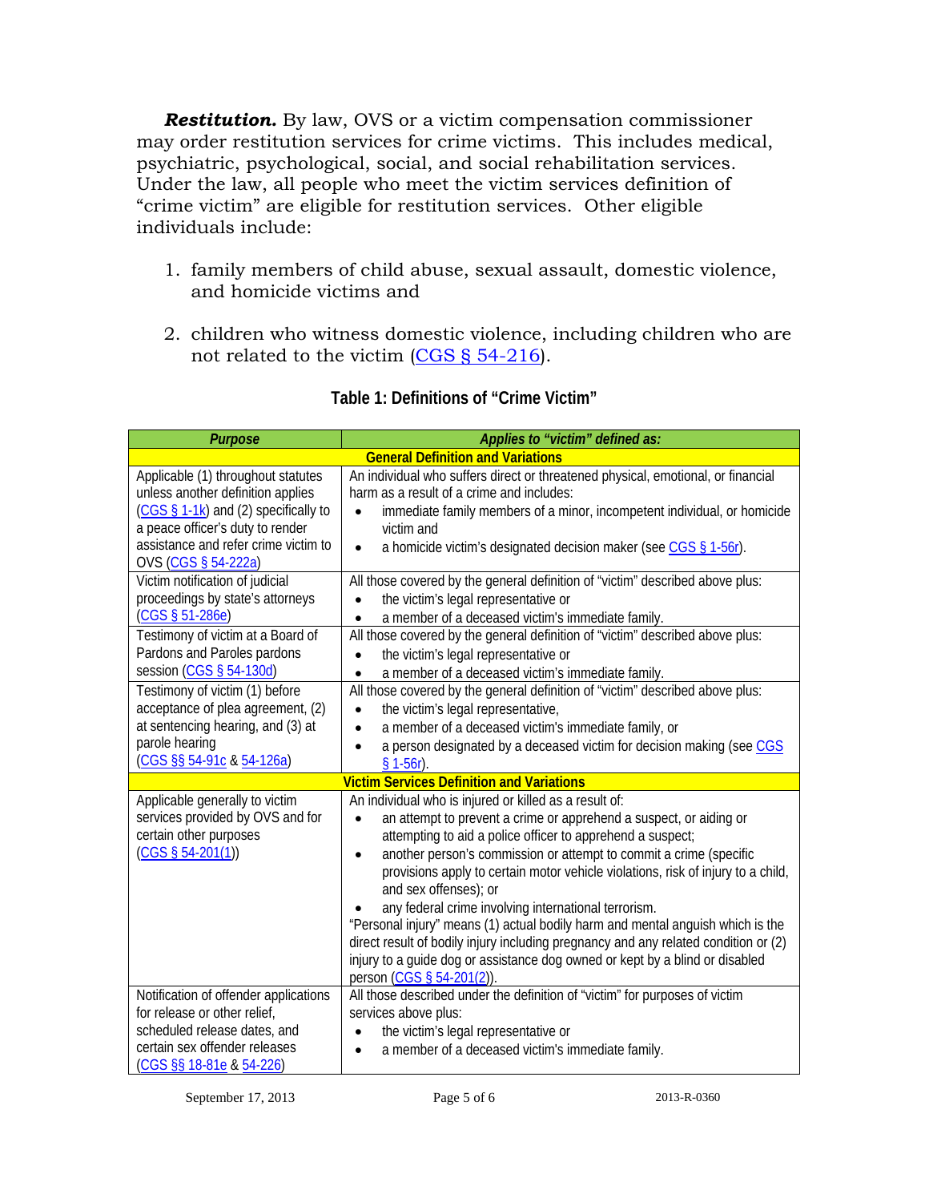***Restitution.*** By law, OVS or a victim compensation commissioner may order restitution services for crime victims. This includes medical, psychiatric, psychological, social, and social rehabilitation services. Under the law, all people who meet the victim services definition of "crime victim" are eligible for restitution services. Other eligible individuals include:

1. family members of child abuse, sexual assault, domestic violence, and homicide victims and
2. children who witness domestic violence, including children who are not related to the victim (CGS § 54-216).

**Table 1: Definitions of "Crime Victim"**

| ***Purpose*** | ***Applies to "victim" defined as:*** |
|---|---|
| **General Definition and Variations** | |
| Applicable (1) throughout statutes unless another definition applies (CGS § 1-1k) and (2) specifically to a peace officer's duty to render assistance and refer crime victim to OVS (CGS § 54-222a) | An individual who suffers direct or threatened physical, emotional, or financial harm as a result of a crime and includes:<br>• immediate family members of a minor, incompetent individual, or homicide victim and<br>• a homicide victim's designated decision maker (see CGS § 1-56r). |
| Victim notification of judicial proceedings by state's attorneys (CGS § 51-286e) | All those covered by the general definition of "victim" described above plus:<br>• the victim's legal representative or<br>• a member of a deceased victim's immediate family. |
| Testimony of victim at a Board of Pardons and Paroles pardons session (CGS § 54-130d) | All those covered by the general definition of "victim" described above plus:<br>• the victim's legal representative or<br>• a member of a deceased victim's immediate family. |
| Testimony of victim (1) before acceptance of plea agreement, (2) at sentencing hearing, and (3) at parole hearing (CGS §§ 54-91c & 54-126a) | All those covered by the general definition of "victim" described above plus:<br>• the victim's legal representative,<br>• a member of a deceased victim's immediate family, or<br>• a person designated by a deceased victim for decision making (see CGS § 1-56r). |
| **Victim Services Definition and Variations** | |
| Applicable generally to victim services provided by OVS and for certain other purposes (CGS § 54-201(1)) | An individual who is injured or killed as a result of:<br>• an attempt to prevent a crime or apprehend a suspect, or aiding or attempting to aid a police officer to apprehend a suspect;<br>• another person's commission or attempt to commit a crime (specific provisions apply to certain motor vehicle violations, risk of injury to a child, and sex offenses); or<br>• any federal crime involving international terrorism.<br>"Personal injury" means (1) actual bodily harm and mental anguish which is the direct result of bodily injury including pregnancy and any related condition or (2) injury to a guide dog or assistance dog owned or kept by a blind or disabled person (CGS § 54-201(2)). |
| Notification of offender applications for release or other relief, scheduled release dates, and certain sex offender releases (CGS §§ 18-81e & 54-226) | All those described under the definition of "victim" for purposes of victim services above plus:<br>• the victim's legal representative or<br>• a member of a deceased victim's immediate family. |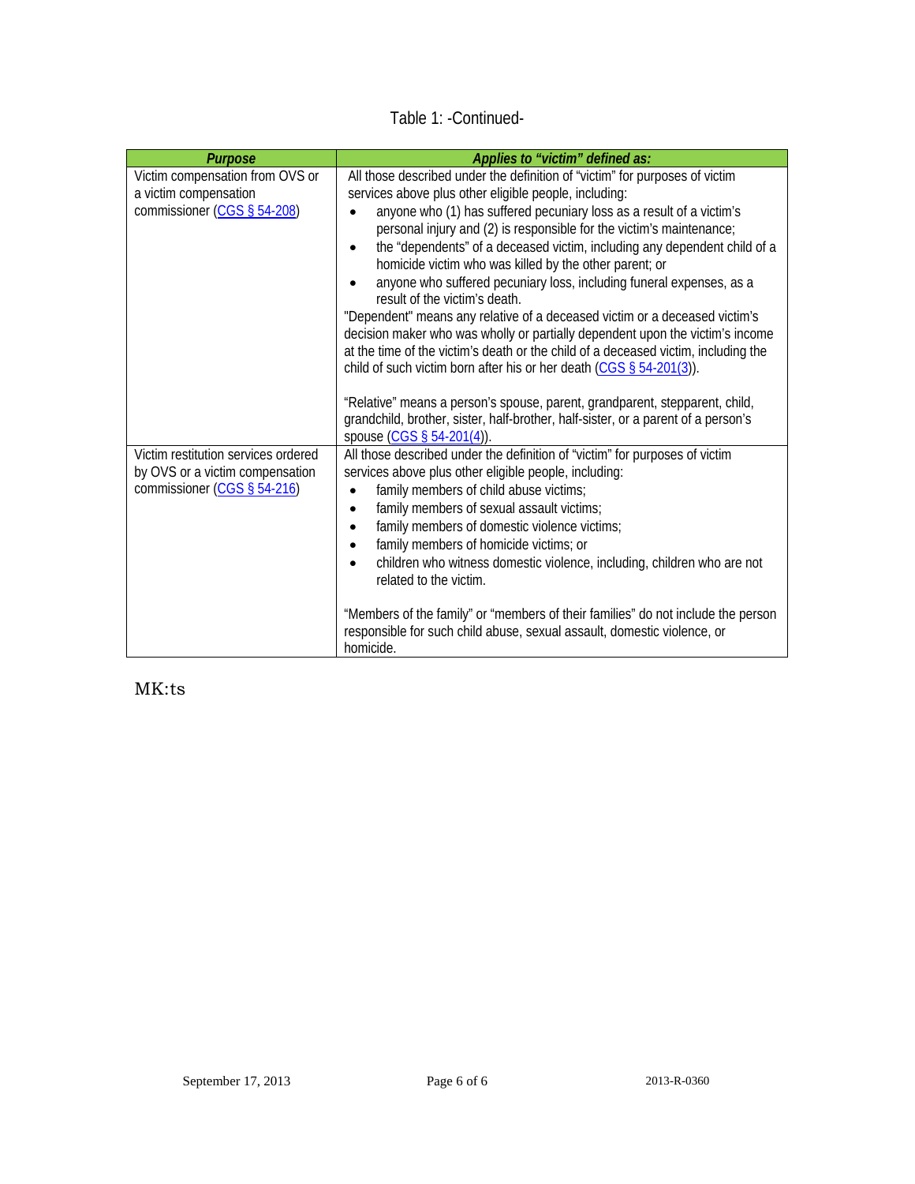Table 1: -Continued-

| *Purpose* | *Applies to "victim" defined as:* |
|---|---|
| Victim compensation from OVS or a victim compensation commissioner (CGS § 54-208) | All those described under the definition of "victim" for purposes of victim services above plus other eligible people, including:<br>• anyone who (1) has suffered pecuniary loss as a result of a victim's personal injury and (2) is responsible for the victim's maintenance;<br>• the "dependents" of a deceased victim, including any dependent child of a homicide victim who was killed by the other parent; or<br>• anyone who suffered pecuniary loss, including funeral expenses, as a result of the victim's death.<br>"Dependent" means any relative of a deceased victim or a deceased victim's decision maker who was wholly or partially dependent upon the victim's income at the time of the victim's death or the child of a deceased victim, including the child of such victim born after his or her death (CGS § 54-201(3)).<br><br>"Relative" means a person's spouse, parent, grandparent, stepparent, child, grandchild, brother, sister, half-brother, half-sister, or a parent of a person's spouse (CGS § 54-201(4)). |
| Victim restitution services ordered by OVS or a victim compensation commissioner (CGS § 54-216) | All those described under the definition of "victim" for purposes of victim services above plus other eligible people, including:<br>• family members of child abuse victims;<br>• family members of sexual assault victims;<br>• family members of domestic violence victims;<br>• family members of homicide victims; or<br>• children who witness domestic violence, including, children who are not related to the victim.<br><br>"Members of the family" or "members of their families" do not include the person responsible for such child abuse, sexual assault, domestic violence, or homicide. |

MK:ts